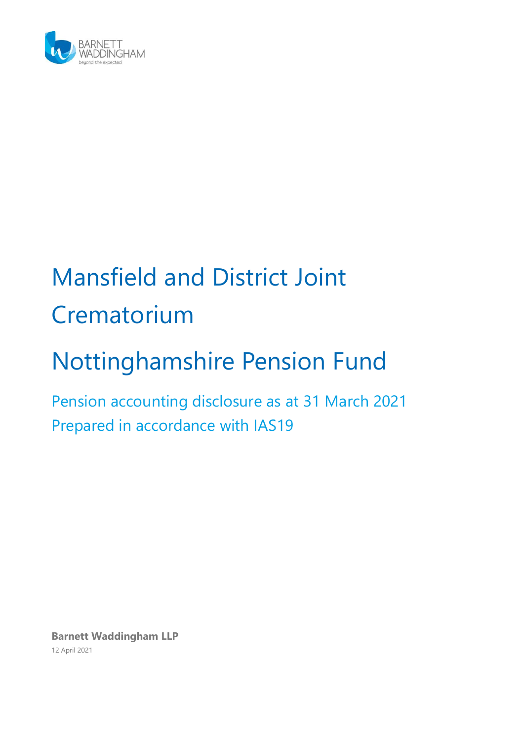BARNETT WADDINGHAM
beyond the expected

# Mansfield and District Joint Crematorium

# Nottinghamshire Pension Fund

## Pension accounting disclosure as at 31 March 2021
## Prepared in accordance with IAS19

**Barnett Waddingham LLP**

12 April 2021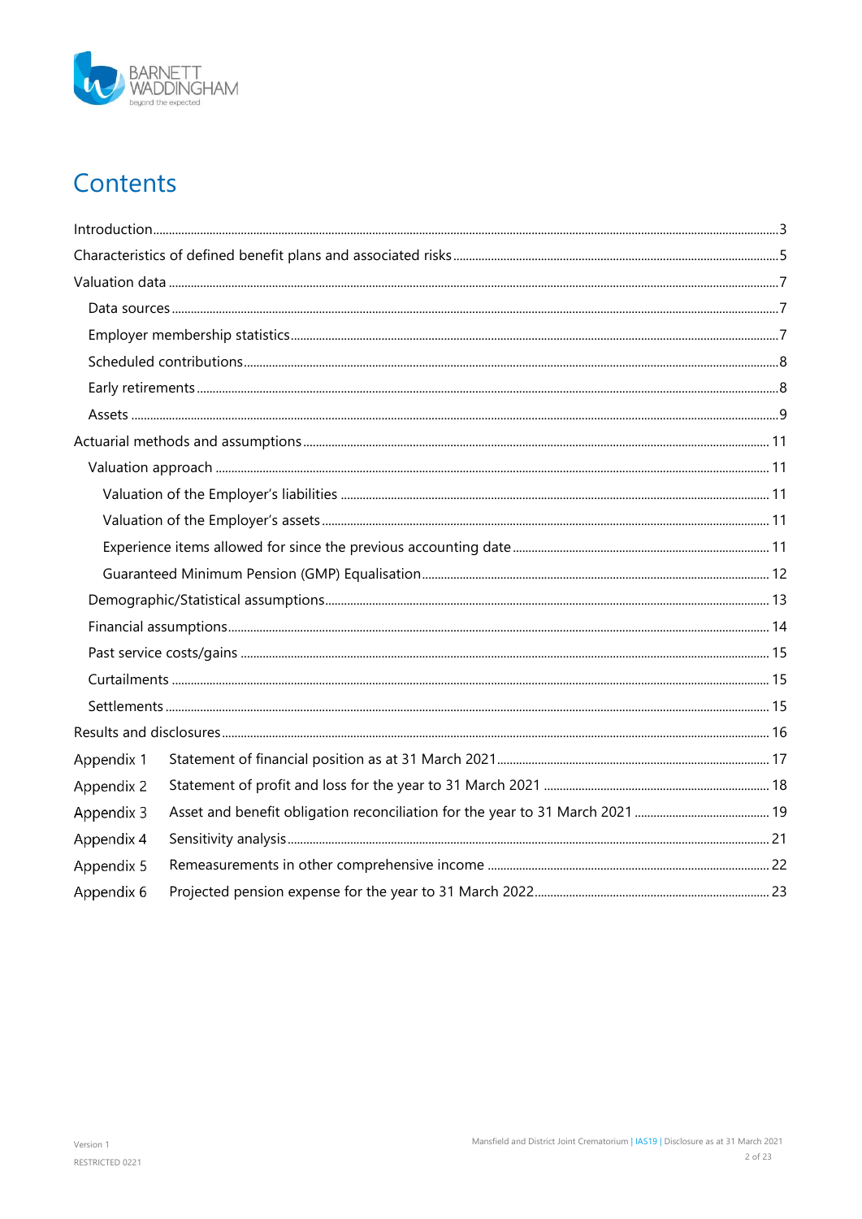# Contents

- Introduction ... 3
- Characteristics of defined benefit plans and associated risks ... 5
- Valuation data ... 7
  - Data sources ... 7
  - Employer membership statistics ... 7
  - Scheduled contributions ... 8
  - Early retirements ... 8
  - Assets ... 9
- Actuarial methods and assumptions ... 11
  - Valuation approach ... 11
    - Valuation of the Employer's liabilities ... 11
    - Valuation of the Employer's assets ... 11
    - Experience items allowed for since the previous accounting date ... 11
    - Guaranteed Minimum Pension (GMP) Equalisation ... 12
  - Demographic/Statistical assumptions ... 13
  - Financial assumptions ... 14
  - Past service costs/gains ... 15
  - Curtailments ... 15
  - Settlements ... 15
- Results and disclosures ... 16
- Appendix 1 Statement of financial position as at 31 March 2021 ... 17
- Appendix 2 Statement of profit and loss for the year to 31 March 2021 ... 18
- Appendix 3 Asset and benefit obligation reconciliation for the year to 31 March 2021 ... 19
- Appendix 4 Sensitivity analysis ... 21
- Appendix 5 Remeasurements in other comprehensive income ... 22
- Appendix 6 Projected pension expense for the year to 31 March 2022 ... 23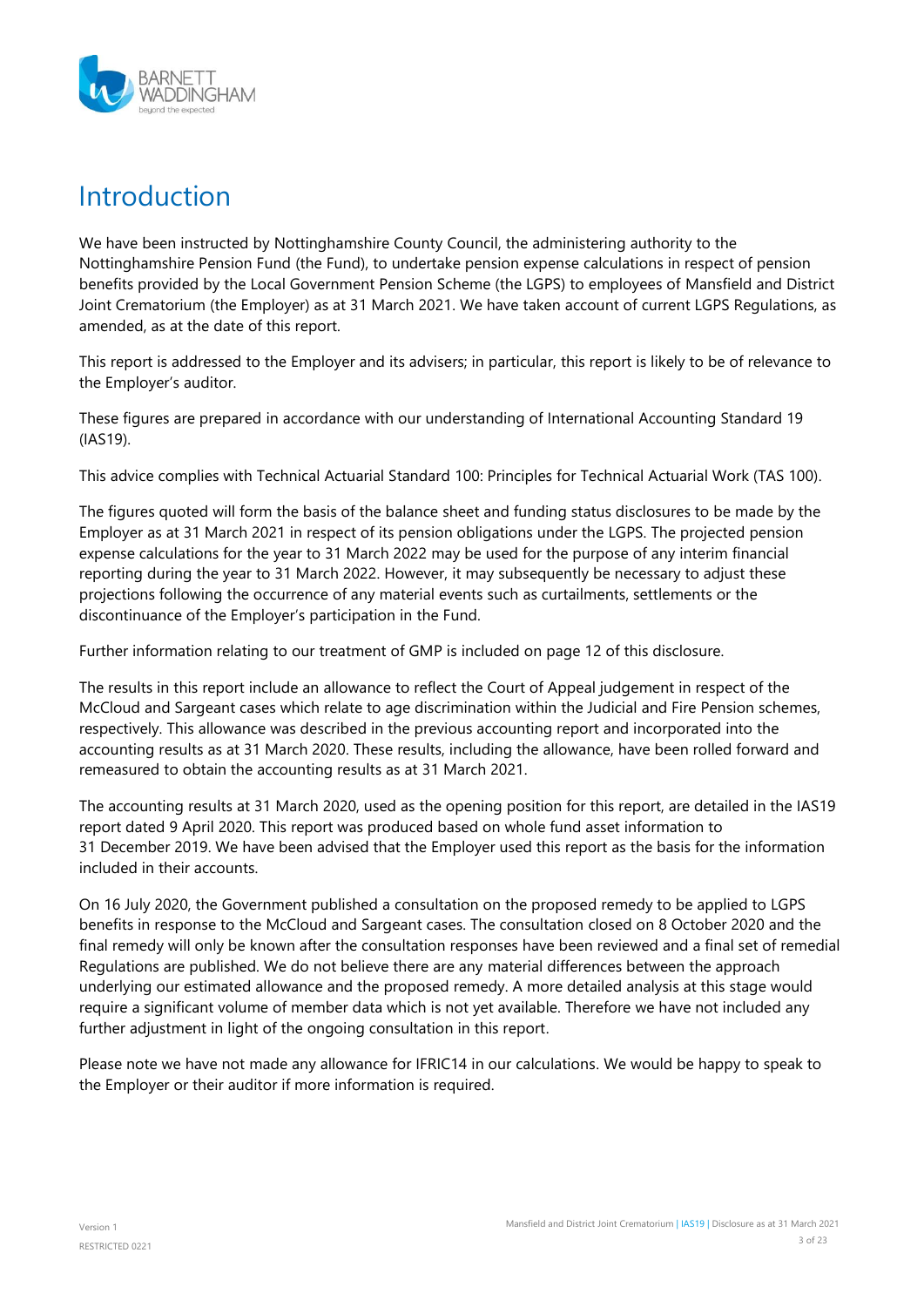# Introduction

We have been instructed by Nottinghamshire County Council, the administering authority to the Nottinghamshire Pension Fund (the Fund), to undertake pension expense calculations in respect of pension benefits provided by the Local Government Pension Scheme (the LGPS) to employees of Mansfield and District Joint Crematorium (the Employer) as at 31 March 2021. We have taken account of current LGPS Regulations, as amended, as at the date of this report.

This report is addressed to the Employer and its advisers; in particular, this report is likely to be of relevance to the Employer's auditor.

These figures are prepared in accordance with our understanding of International Accounting Standard 19 (IAS19).

This advice complies with Technical Actuarial Standard 100: Principles for Technical Actuarial Work (TAS 100).

The figures quoted will form the basis of the balance sheet and funding status disclosures to be made by the Employer as at 31 March 2021 in respect of its pension obligations under the LGPS. The projected pension expense calculations for the year to 31 March 2022 may be used for the purpose of any interim financial reporting during the year to 31 March 2022. However, it may subsequently be necessary to adjust these projections following the occurrence of any material events such as curtailments, settlements or the discontinuance of the Employer's participation in the Fund.

Further information relating to our treatment of GMP is included on page 12 of this disclosure.

The results in this report include an allowance to reflect the Court of Appeal judgement in respect of the McCloud and Sargeant cases which relate to age discrimination within the Judicial and Fire Pension schemes, respectively. This allowance was described in the previous accounting report and incorporated into the accounting results as at 31 March 2020. These results, including the allowance, have been rolled forward and remeasured to obtain the accounting results as at 31 March 2021.

The accounting results at 31 March 2020, used as the opening position for this report, are detailed in the IAS19 report dated 9 April 2020. This report was produced based on whole fund asset information to 31 December 2019. We have been advised that the Employer used this report as the basis for the information included in their accounts.

On 16 July 2020, the Government published a consultation on the proposed remedy to be applied to LGPS benefits in response to the McCloud and Sargeant cases. The consultation closed on 8 October 2020 and the final remedy will only be known after the consultation responses have been reviewed and a final set of remedial Regulations are published. We do not believe there are any material differences between the approach underlying our estimated allowance and the proposed remedy. A more detailed analysis at this stage would require a significant volume of member data which is not yet available. Therefore we have not included any further adjustment in light of the ongoing consultation in this report.

Please note we have not made any allowance for IFRIC14 in our calculations. We would be happy to speak to the Employer or their auditor if more information is required.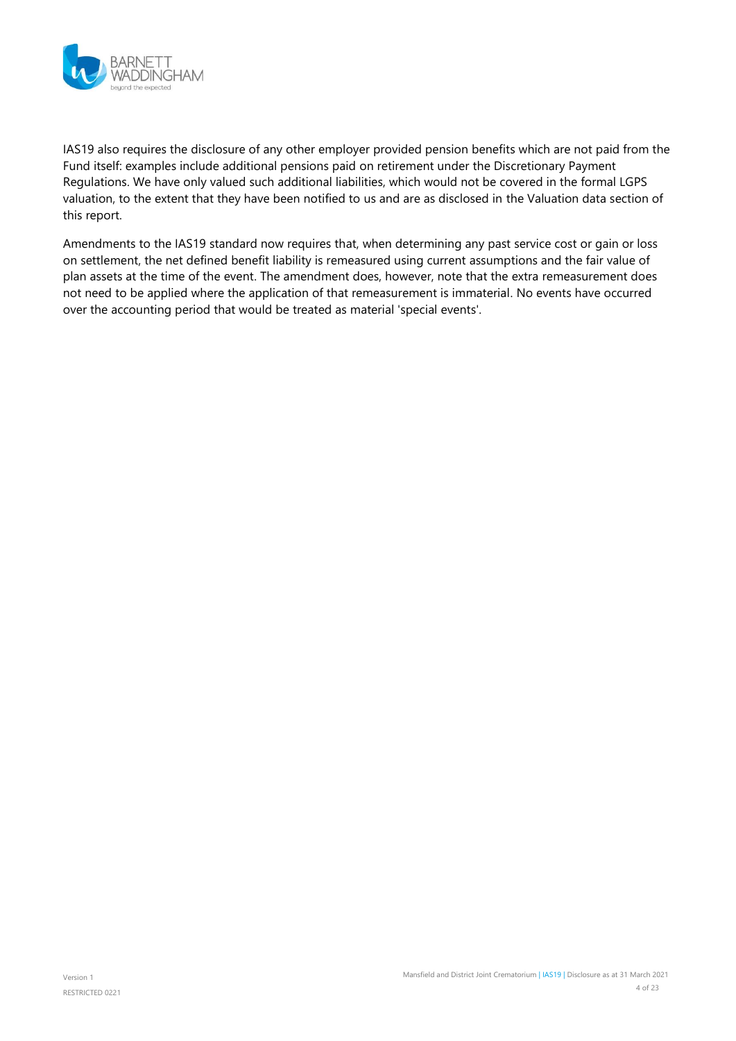IAS19 also requires the disclosure of any other employer provided pension benefits which are not paid from the Fund itself: examples include additional pensions paid on retirement under the Discretionary Payment Regulations. We have only valued such additional liabilities, which would not be covered in the formal LGPS valuation, to the extent that they have been notified to us and are as disclosed in the Valuation data section of this report.

Amendments to the IAS19 standard now requires that, when determining any past service cost or gain or loss on settlement, the net defined benefit liability is remeasured using current assumptions and the fair value of plan assets at the time of the event. The amendment does, however, note that the extra remeasurement does not need to be applied where the application of that remeasurement is immaterial. No events have occurred over the accounting period that would be treated as material 'special events'.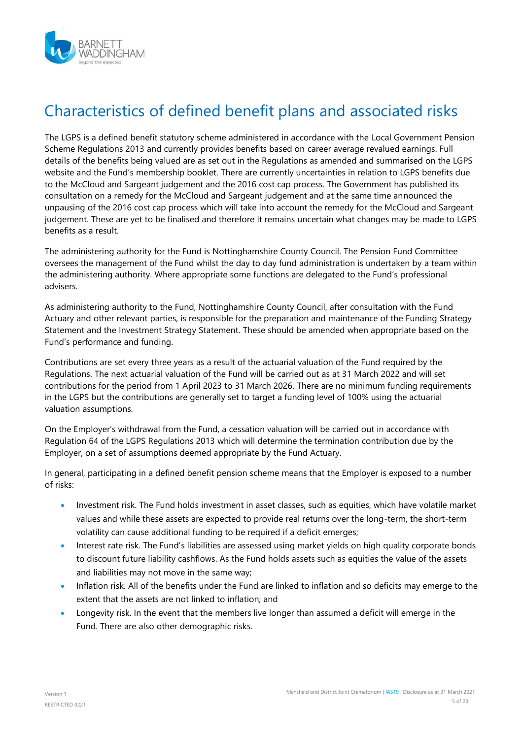# Characteristics of defined benefit plans and associated risks

The LGPS is a defined benefit statutory scheme administered in accordance with the Local Government Pension Scheme Regulations 2013 and currently provides benefits based on career average revalued earnings. Full details of the benefits being valued are as set out in the Regulations as amended and summarised on the LGPS website and the Fund's membership booklet. There are currently uncertainties in relation to LGPS benefits due to the McCloud and Sargeant judgement and the 2016 cost cap process. The Government has published its consultation on a remedy for the McCloud and Sargeant judgement and at the same time announced the unpausing of the 2016 cost cap process which will take into account the remedy for the McCloud and Sargeant judgement. These are yet to be finalised and therefore it remains uncertain what changes may be made to LGPS benefits as a result.

The administering authority for the Fund is Nottinghamshire County Council. The Pension Fund Committee oversees the management of the Fund whilst the day to day fund administration is undertaken by a team within the administering authority. Where appropriate some functions are delegated to the Fund's professional advisers.

As administering authority to the Fund, Nottinghamshire County Council, after consultation with the Fund Actuary and other relevant parties, is responsible for the preparation and maintenance of the Funding Strategy Statement and the Investment Strategy Statement. These should be amended when appropriate based on the Fund's performance and funding.

Contributions are set every three years as a result of the actuarial valuation of the Fund required by the Regulations. The next actuarial valuation of the Fund will be carried out as at 31 March 2022 and will set contributions for the period from 1 April 2023 to 31 March 2026. There are no minimum funding requirements in the LGPS but the contributions are generally set to target a funding level of 100% using the actuarial valuation assumptions.

On the Employer's withdrawal from the Fund, a cessation valuation will be carried out in accordance with Regulation 64 of the LGPS Regulations 2013 which will determine the termination contribution due by the Employer, on a set of assumptions deemed appropriate by the Fund Actuary.

In general, participating in a defined benefit pension scheme means that the Employer is exposed to a number of risks:

- Investment risk. The Fund holds investment in asset classes, such as equities, which have volatile market values and while these assets are expected to provide real returns over the long-term, the short-term volatility can cause additional funding to be required if a deficit emerges;
- Interest rate risk. The Fund's liabilities are assessed using market yields on high quality corporate bonds to discount future liability cashflows. As the Fund holds assets such as equities the value of the assets and liabilities may not move in the same way;
- Inflation risk. All of the benefits under the Fund are linked to inflation and so deficits may emerge to the extent that the assets are not linked to inflation; and
- Longevity risk. In the event that the members live longer than assumed a deficit will emerge in the Fund. There are also other demographic risks.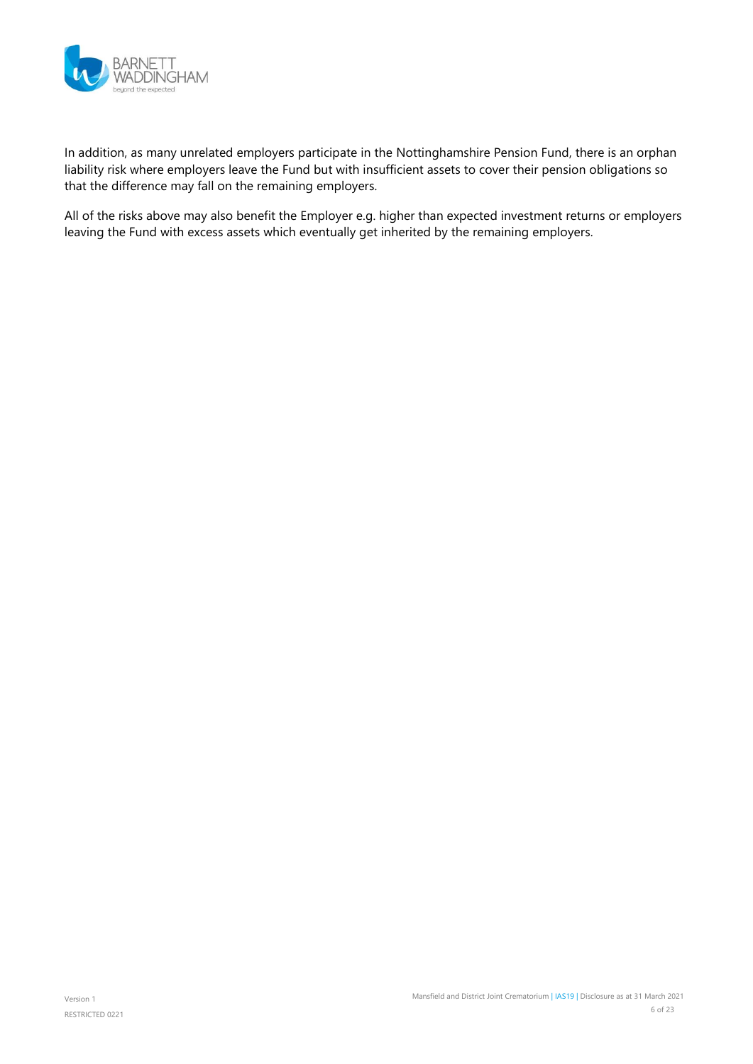In addition, as many unrelated employers participate in the Nottinghamshire Pension Fund, there is an orphan liability risk where employers leave the Fund but with insufficient assets to cover their pension obligations so that the difference may fall on the remaining employers.

All of the risks above may also benefit the Employer e.g. higher than expected investment returns or employers leaving the Fund with excess assets which eventually get inherited by the remaining employers.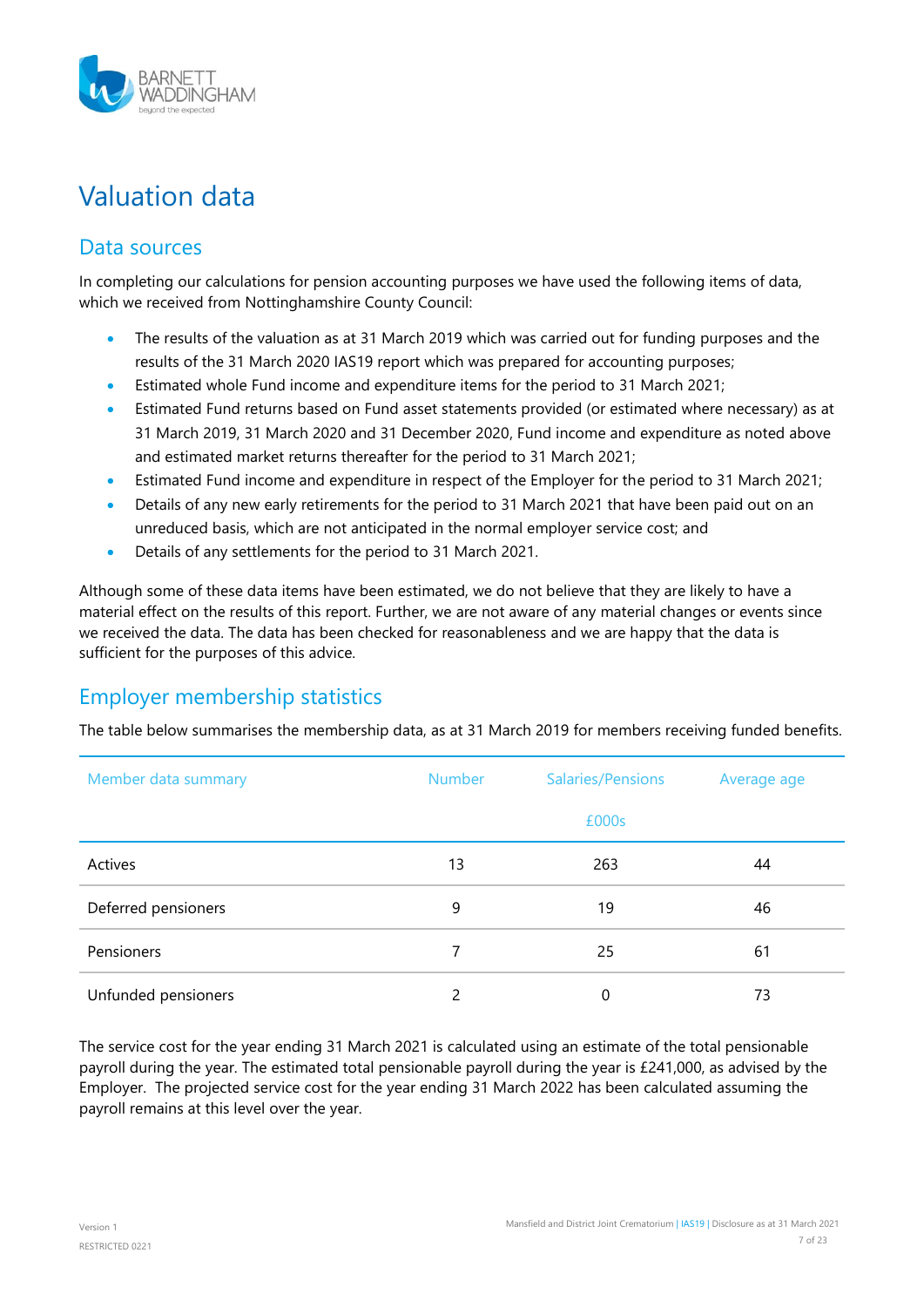# Valuation data

## Data sources

In completing our calculations for pension accounting purposes we have used the following items of data, which we received from Nottinghamshire County Council:

- The results of the valuation as at 31 March 2019 which was carried out for funding purposes and the results of the 31 March 2020 IAS19 report which was prepared for accounting purposes;
- Estimated whole Fund income and expenditure items for the period to 31 March 2021;
- Estimated Fund returns based on Fund asset statements provided (or estimated where necessary) as at 31 March 2019, 31 March 2020 and 31 December 2020, Fund income and expenditure as noted above and estimated market returns thereafter for the period to 31 March 2021;
- Estimated Fund income and expenditure in respect of the Employer for the period to 31 March 2021;
- Details of any new early retirements for the period to 31 March 2021 that have been paid out on an unreduced basis, which are not anticipated in the normal employer service cost; and
- Details of any settlements for the period to 31 March 2021.

Although some of these data items have been estimated, we do not believe that they are likely to have a material effect on the results of this report. Further, we are not aware of any material changes or events since we received the data. The data has been checked for reasonableness and we are happy that the data is sufficient for the purposes of this advice.

## Employer membership statistics

The table below summarises the membership data, as at 31 March 2019 for members receiving funded benefits.

| Member data summary | Number | Salaries/Pensions £000s | Average age |
|---|---|---|---|
| Actives | 13 | 263 | 44 |
| Deferred pensioners | 9 | 19 | 46 |
| Pensioners | 7 | 25 | 61 |
| Unfunded pensioners | 2 | 0 | 73 |

The service cost for the year ending 31 March 2021 is calculated using an estimate of the total pensionable payroll during the year. The estimated total pensionable payroll during the year is £241,000, as advised by the Employer. The projected service cost for the year ending 31 March 2022 has been calculated assuming the payroll remains at this level over the year.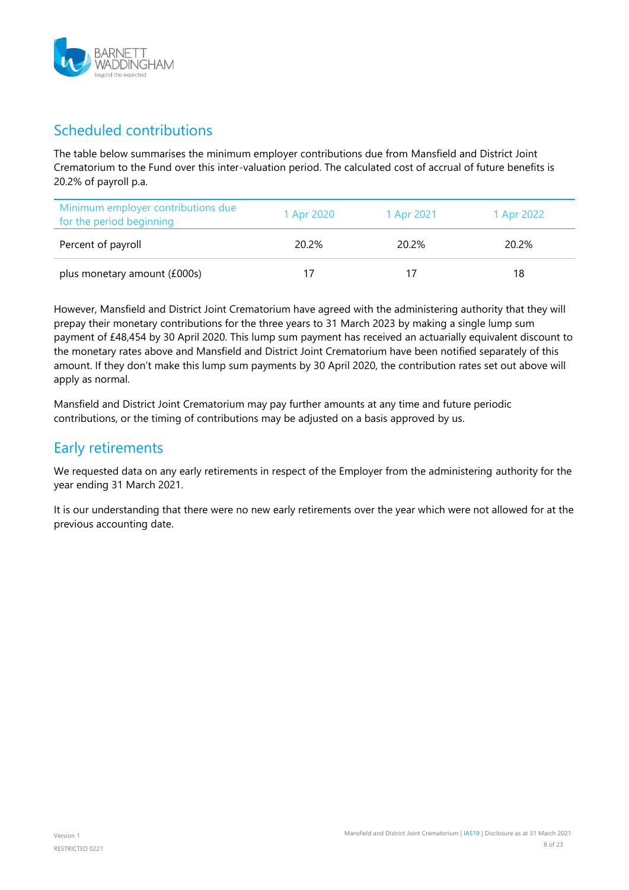## Scheduled contributions

The table below summarises the minimum employer contributions due from Mansfield and District Joint Crematorium to the Fund over this inter-valuation period. The calculated cost of accrual of future benefits is 20.2% of payroll p.a.

| Minimum employer contributions due for the period beginning | 1 Apr 2020 | 1 Apr 2021 | 1 Apr 2022 |
|---|---|---|---|
| Percent of payroll | 20.2% | 20.2% | 20.2% |
| plus monetary amount (£000s) | 17 | 17 | 18 |

However, Mansfield and District Joint Crematorium have agreed with the administering authority that they will prepay their monetary contributions for the three years to 31 March 2023 by making a single lump sum payment of £48,454 by 30 April 2020. This lump sum payment has received an actuarially equivalent discount to the monetary rates above and Mansfield and District Joint Crematorium have been notified separately of this amount. If they don't make this lump sum payments by 30 April 2020, the contribution rates set out above will apply as normal.

Mansfield and District Joint Crematorium may pay further amounts at any time and future periodic contributions, or the timing of contributions may be adjusted on a basis approved by us.

## Early retirements

We requested data on any early retirements in respect of the Employer from the administering authority for the year ending 31 March 2021.

It is our understanding that there were no new early retirements over the year which were not allowed for at the previous accounting date.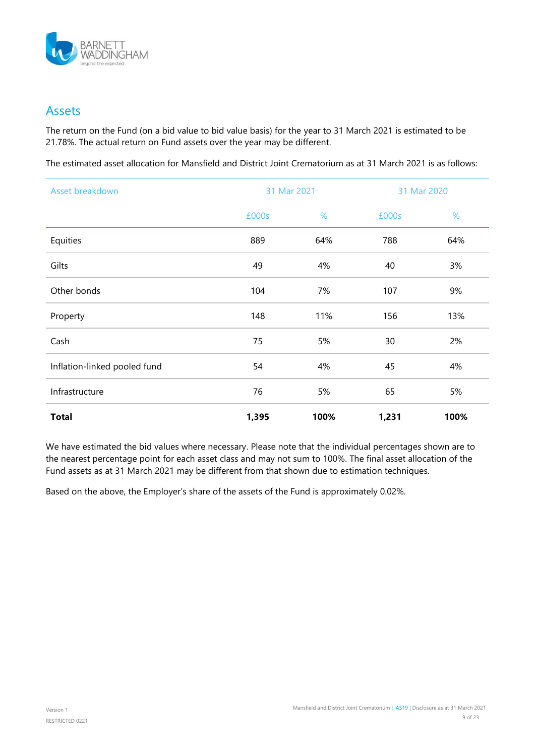## Assets

The return on the Fund (on a bid value to bid value basis) for the year to 31 March 2021 is estimated to be 21.78%. The actual return on Fund assets over the year may be different.

The estimated asset allocation for Mansfield and District Joint Crematorium as at 31 March 2021 is as follows:

| Asset breakdown | 31 Mar 2021 | | 31 Mar 2020 | |
|---|---|---|---|---|
| | £000s | % | £000s | % |
| Equities | 889 | 64% | 788 | 64% |
| Gilts | 49 | 4% | 40 | 3% |
| Other bonds | 104 | 7% | 107 | 9% |
| Property | 148 | 11% | 156 | 13% |
| Cash | 75 | 5% | 30 | 2% |
| Inflation-linked pooled fund | 54 | 4% | 45 | 4% |
| Infrastructure | 76 | 5% | 65 | 5% |
| **Total** | **1,395** | **100%** | **1,231** | **100%** |

We have estimated the bid values where necessary. Please note that the individual percentages shown are to the nearest percentage point for each asset class and may not sum to 100%. The final asset allocation of the Fund assets as at 31 March 2021 may be different from that shown due to estimation techniques.

Based on the above, the Employer's share of the assets of the Fund is approximately 0.02%.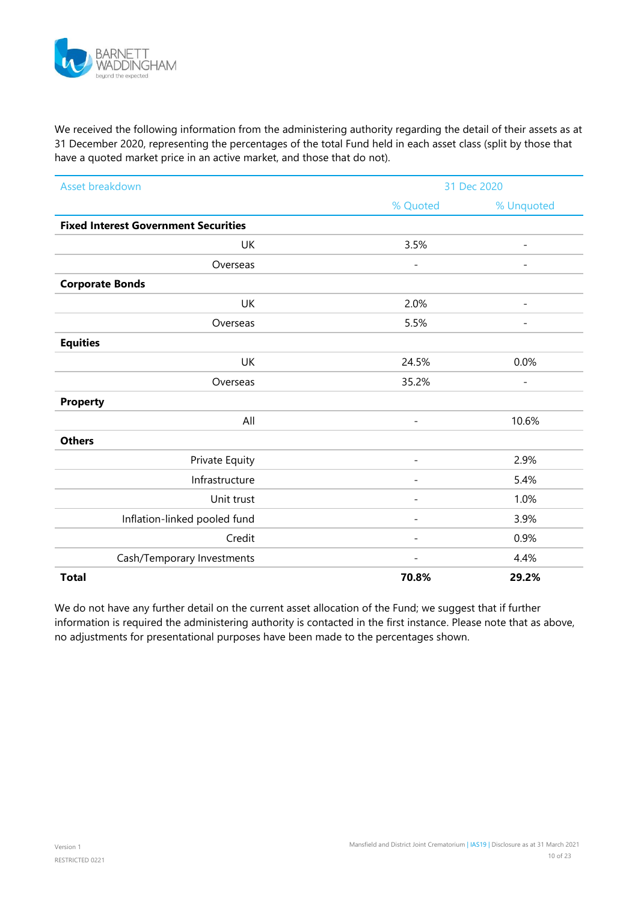We received the following information from the administering authority regarding the detail of their assets as at 31 December 2020, representing the percentages of the total Fund held in each asset class (split by those that have a quoted market price in an active market, and those that do not).

| Asset breakdown | 31 Dec 2020 | |
|---|---|---|
| | % Quoted | % Unquoted |
| **Fixed Interest Government Securities** | | |
| UK | 3.5% | - |
| Overseas | - | - |
| **Corporate Bonds** | | |
| UK | 2.0% | - |
| Overseas | 5.5% | - |
| **Equities** | | |
| UK | 24.5% | 0.0% |
| Overseas | 35.2% | - |
| **Property** | | |
| All | - | 10.6% |
| **Others** | | |
| Private Equity | - | 2.9% |
| Infrastructure | - | 5.4% |
| Unit trust | - | 1.0% |
| Inflation-linked pooled fund | - | 3.9% |
| Credit | - | 0.9% |
| Cash/Temporary Investments | - | 4.4% |
| **Total** | **70.8%** | **29.2%** |

We do not have any further detail on the current asset allocation of the Fund; we suggest that if further information is required the administering authority is contacted in the first instance. Please note that as above, no adjustments for presentational purposes have been made to the percentages shown.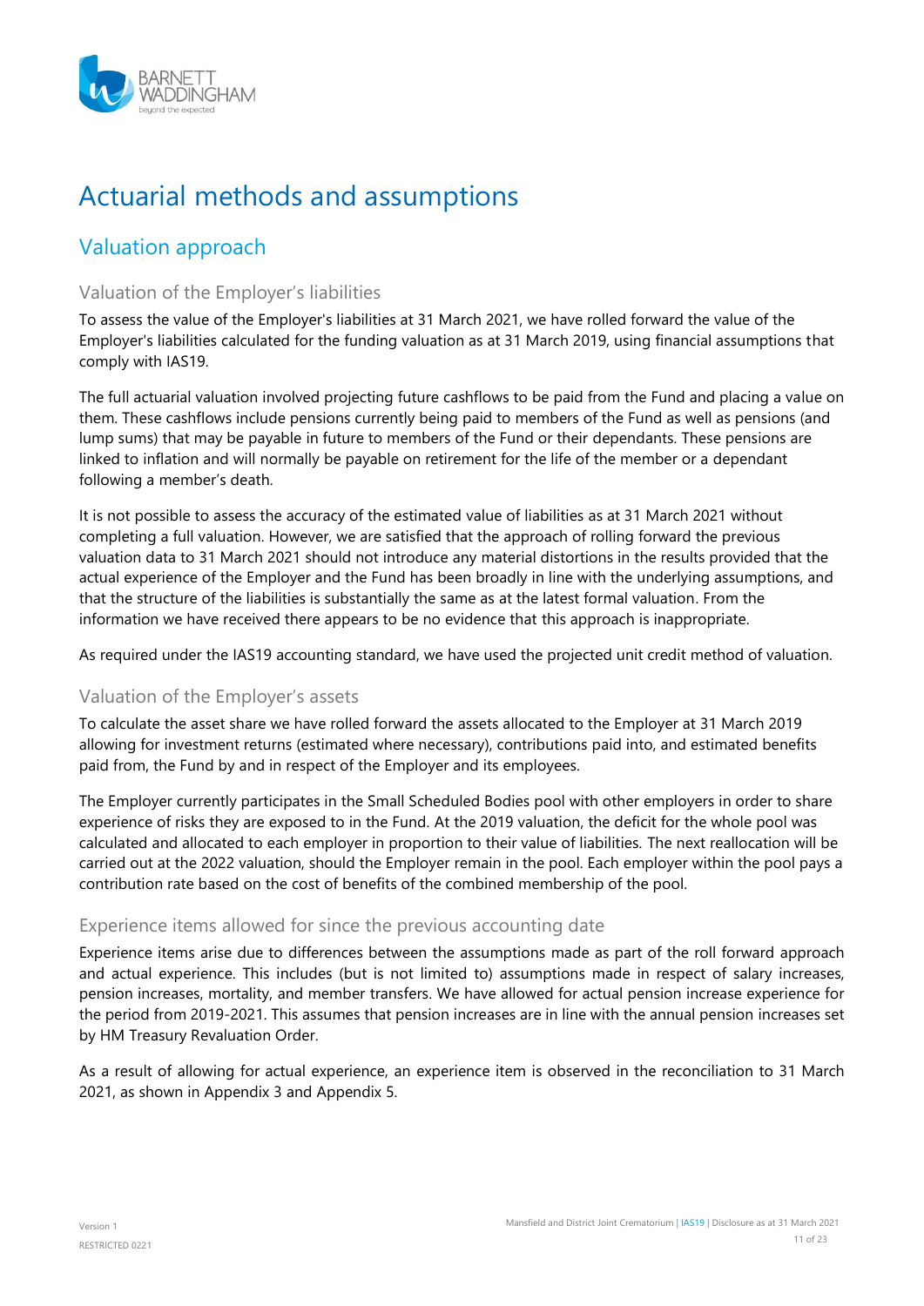# Actuarial methods and assumptions

## Valuation approach

### Valuation of the Employer's liabilities

To assess the value of the Employer's liabilities at 31 March 2021, we have rolled forward the value of the Employer's liabilities calculated for the funding valuation as at 31 March 2019, using financial assumptions that comply with IAS19.

The full actuarial valuation involved projecting future cashflows to be paid from the Fund and placing a value on them. These cashflows include pensions currently being paid to members of the Fund as well as pensions (and lump sums) that may be payable in future to members of the Fund or their dependants. These pensions are linked to inflation and will normally be payable on retirement for the life of the member or a dependant following a member's death.

It is not possible to assess the accuracy of the estimated value of liabilities as at 31 March 2021 without completing a full valuation. However, we are satisfied that the approach of rolling forward the previous valuation data to 31 March 2021 should not introduce any material distortions in the results provided that the actual experience of the Employer and the Fund has been broadly in line with the underlying assumptions, and that the structure of the liabilities is substantially the same as at the latest formal valuation. From the information we have received there appears to be no evidence that this approach is inappropriate.

As required under the IAS19 accounting standard, we have used the projected unit credit method of valuation.

### Valuation of the Employer's assets

To calculate the asset share we have rolled forward the assets allocated to the Employer at 31 March 2019 allowing for investment returns (estimated where necessary), contributions paid into, and estimated benefits paid from, the Fund by and in respect of the Employer and its employees.

The Employer currently participates in the Small Scheduled Bodies pool with other employers in order to share experience of risks they are exposed to in the Fund. At the 2019 valuation, the deficit for the whole pool was calculated and allocated to each employer in proportion to their value of liabilities. The next reallocation will be carried out at the 2022 valuation, should the Employer remain in the pool. Each employer within the pool pays a contribution rate based on the cost of benefits of the combined membership of the pool.

### Experience items allowed for since the previous accounting date

Experience items arise due to differences between the assumptions made as part of the roll forward approach and actual experience. This includes (but is not limited to) assumptions made in respect of salary increases, pension increases, mortality, and member transfers. We have allowed for actual pension increase experience for the period from 2019-2021. This assumes that pension increases are in line with the annual pension increases set by HM Treasury Revaluation Order.

As a result of allowing for actual experience, an experience item is observed in the reconciliation to 31 March 2021, as shown in Appendix 3 and Appendix 5.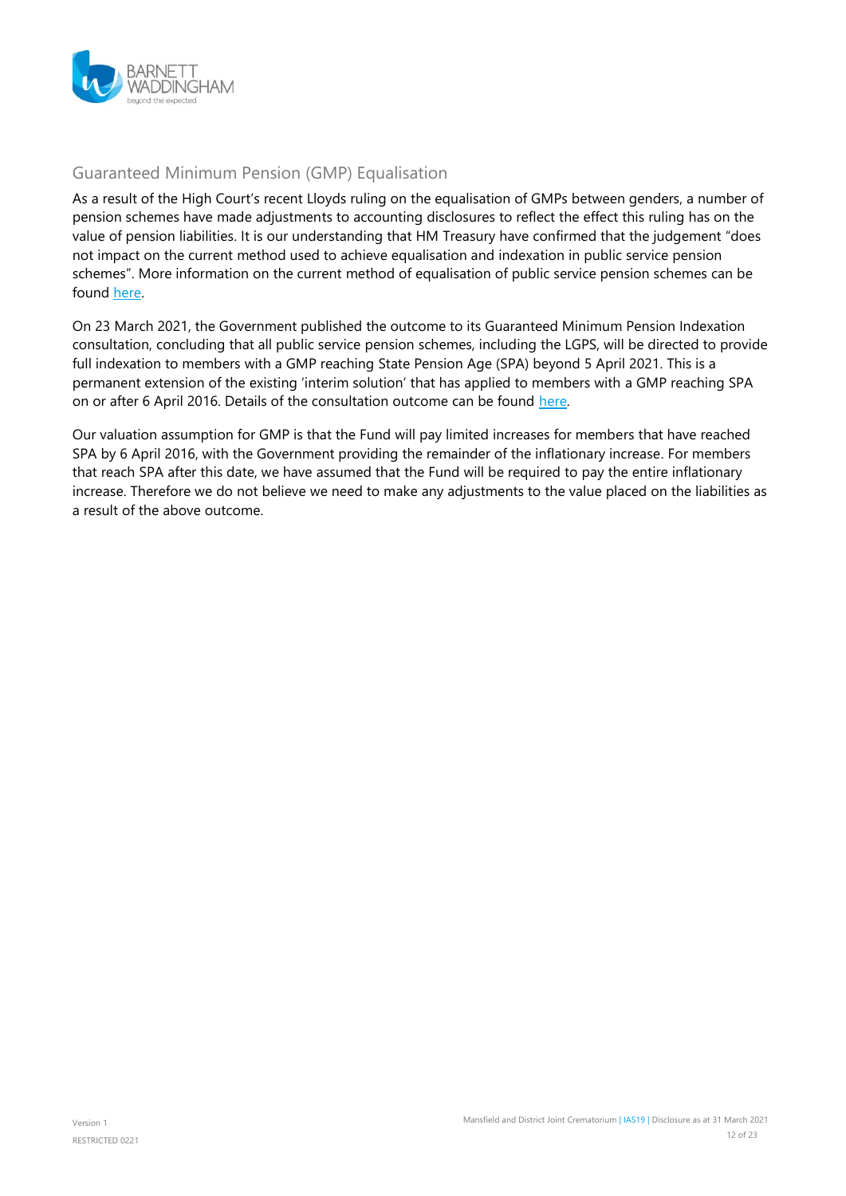## Guaranteed Minimum Pension (GMP) Equalisation

As a result of the High Court's recent Lloyds ruling on the equalisation of GMPs between genders, a number of pension schemes have made adjustments to accounting disclosures to reflect the effect this ruling has on the value of pension liabilities. It is our understanding that HM Treasury have confirmed that the judgement "does not impact on the current method used to achieve equalisation and indexation in public service pension schemes". More information on the current method of equalisation of public service pension schemes can be found here.

On 23 March 2021, the Government published the outcome to its Guaranteed Minimum Pension Indexation consultation, concluding that all public service pension schemes, including the LGPS, will be directed to provide full indexation to members with a GMP reaching State Pension Age (SPA) beyond 5 April 2021. This is a permanent extension of the existing 'interim solution' that has applied to members with a GMP reaching SPA on or after 6 April 2016. Details of the consultation outcome can be found here.

Our valuation assumption for GMP is that the Fund will pay limited increases for members that have reached SPA by 6 April 2016, with the Government providing the remainder of the inflationary increase. For members that reach SPA after this date, we have assumed that the Fund will be required to pay the entire inflationary increase. Therefore we do not believe we need to make any adjustments to the value placed on the liabilities as a result of the above outcome.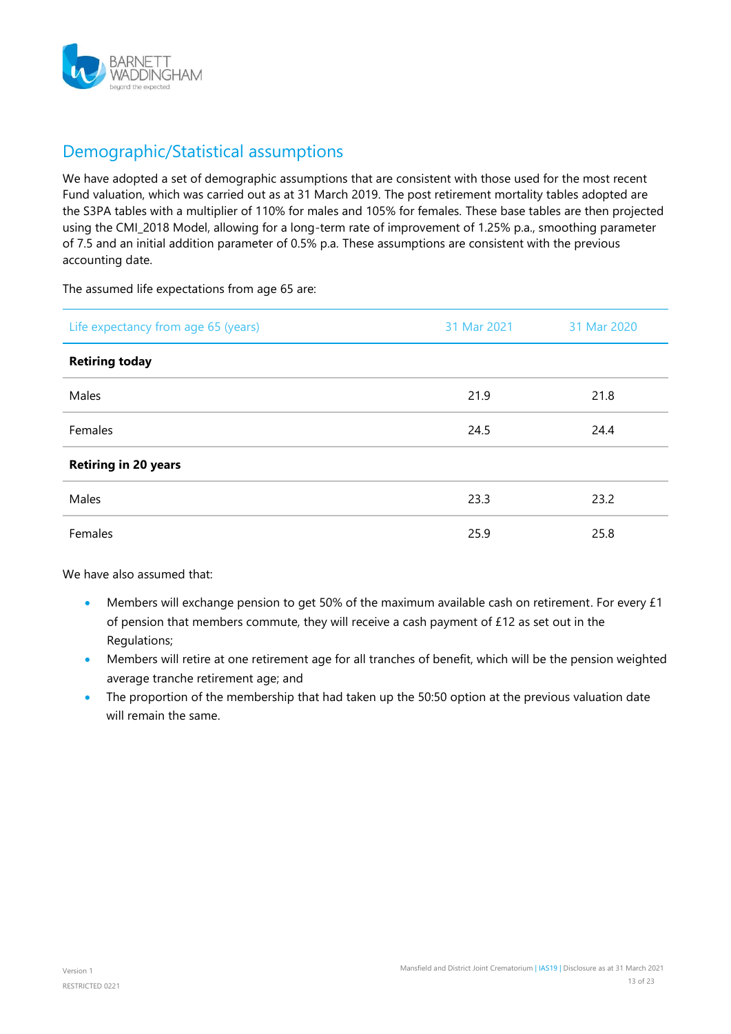## Demographic/Statistical assumptions

We have adopted a set of demographic assumptions that are consistent with those used for the most recent Fund valuation, which was carried out as at 31 March 2019. The post retirement mortality tables adopted are the S3PA tables with a multiplier of 110% for males and 105% for females. These base tables are then projected using the CMI_2018 Model, allowing for a long-term rate of improvement of 1.25% p.a., smoothing parameter of 7.5 and an initial addition parameter of 0.5% p.a. These assumptions are consistent with the previous accounting date.

The assumed life expectations from age 65 are:

| Life expectancy from age 65 (years) | 31 Mar 2021 | 31 Mar 2020 |
|---|---|---|
| **Retiring today** | | |
| Males | 21.9 | 21.8 |
| Females | 24.5 | 24.4 |
| **Retiring in 20 years** | | |
| Males | 23.3 | 23.2 |
| Females | 25.9 | 25.8 |

We have also assumed that:

- Members will exchange pension to get 50% of the maximum available cash on retirement. For every £1 of pension that members commute, they will receive a cash payment of £12 as set out in the Regulations;
- Members will retire at one retirement age for all tranches of benefit, which will be the pension weighted average tranche retirement age; and
- The proportion of the membership that had taken up the 50:50 option at the previous valuation date will remain the same.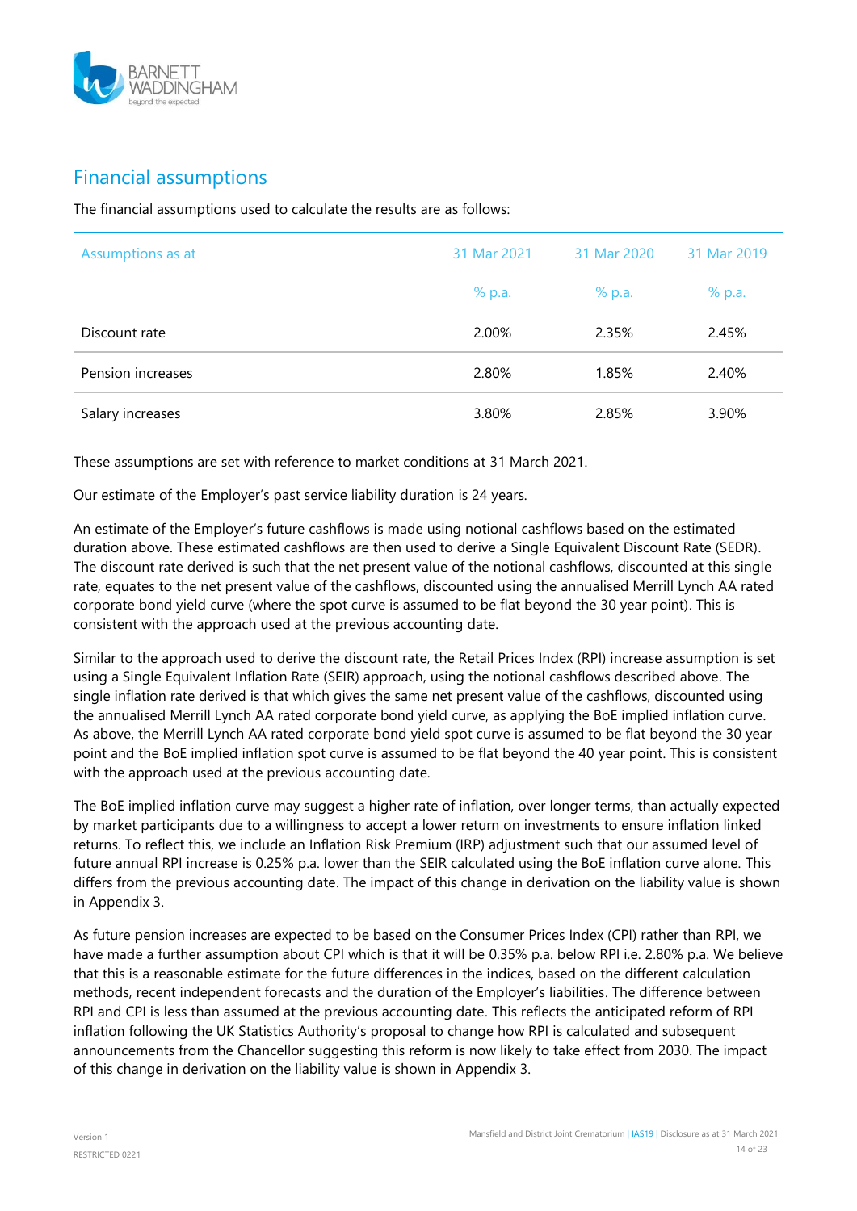## Financial assumptions

The financial assumptions used to calculate the results are as follows:

| Assumptions as at | 31 Mar 2021 | 31 Mar 2020 | 31 Mar 2019 |
|---|---|---|---|
| | % p.a. | % p.a. | % p.a. |
| Discount rate | 2.00% | 2.35% | 2.45% |
| Pension increases | 2.80% | 1.85% | 2.40% |
| Salary increases | 3.80% | 2.85% | 3.90% |

These assumptions are set with reference to market conditions at 31 March 2021.

Our estimate of the Employer's past service liability duration is 24 years.

An estimate of the Employer's future cashflows is made using notional cashflows based on the estimated duration above. These estimated cashflows are then used to derive a Single Equivalent Discount Rate (SEDR). The discount rate derived is such that the net present value of the notional cashflows, discounted at this single rate, equates to the net present value of the cashflows, discounted using the annualised Merrill Lynch AA rated corporate bond yield curve (where the spot curve is assumed to be flat beyond the 30 year point). This is consistent with the approach used at the previous accounting date.

Similar to the approach used to derive the discount rate, the Retail Prices Index (RPI) increase assumption is set using a Single Equivalent Inflation Rate (SEIR) approach, using the notional cashflows described above. The single inflation rate derived is that which gives the same net present value of the cashflows, discounted using the annualised Merrill Lynch AA rated corporate bond yield curve, as applying the BoE implied inflation curve. As above, the Merrill Lynch AA rated corporate bond yield spot curve is assumed to be flat beyond the 30 year point and the BoE implied inflation spot curve is assumed to be flat beyond the 40 year point. This is consistent with the approach used at the previous accounting date.

The BoE implied inflation curve may suggest a higher rate of inflation, over longer terms, than actually expected by market participants due to a willingness to accept a lower return on investments to ensure inflation linked returns. To reflect this, we include an Inflation Risk Premium (IRP) adjustment such that our assumed level of future annual RPI increase is 0.25% p.a. lower than the SEIR calculated using the BoE inflation curve alone. This differs from the previous accounting date. The impact of this change in derivation on the liability value is shown in Appendix 3.

As future pension increases are expected to be based on the Consumer Prices Index (CPI) rather than RPI, we have made a further assumption about CPI which is that it will be 0.35% p.a. below RPI i.e. 2.80% p.a. We believe that this is a reasonable estimate for the future differences in the indices, based on the different calculation methods, recent independent forecasts and the duration of the Employer's liabilities. The difference between RPI and CPI is less than assumed at the previous accounting date. This reflects the anticipated reform of RPI inflation following the UK Statistics Authority's proposal to change how RPI is calculated and subsequent announcements from the Chancellor suggesting this reform is now likely to take effect from 2030. The impact of this change in derivation on the liability value is shown in Appendix 3.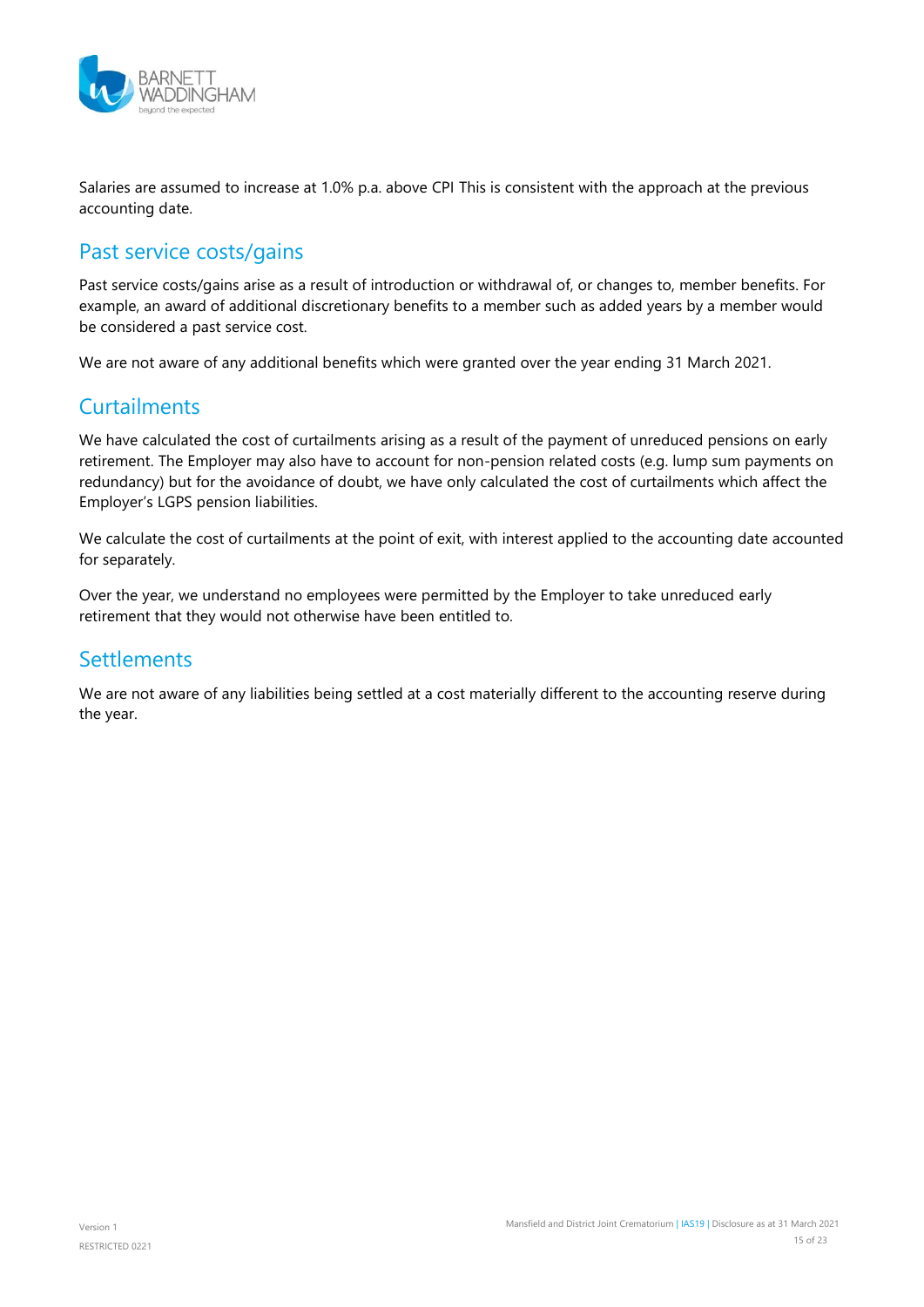Salaries are assumed to increase at 1.0% p.a. above CPI This is consistent with the approach at the previous accounting date.

## Past service costs/gains

Past service costs/gains arise as a result of introduction or withdrawal of, or changes to, member benefits. For example, an award of additional discretionary benefits to a member such as added years by a member would be considered a past service cost.

We are not aware of any additional benefits which were granted over the year ending 31 March 2021.

## Curtailments

We have calculated the cost of curtailments arising as a result of the payment of unreduced pensions on early retirement. The Employer may also have to account for non-pension related costs (e.g. lump sum payments on redundancy) but for the avoidance of doubt, we have only calculated the cost of curtailments which affect the Employer's LGPS pension liabilities.

We calculate the cost of curtailments at the point of exit, with interest applied to the accounting date accounted for separately.

Over the year, we understand no employees were permitted by the Employer to take unreduced early retirement that they would not otherwise have been entitled to.

## Settlements

We are not aware of any liabilities being settled at a cost materially different to the accounting reserve during the year.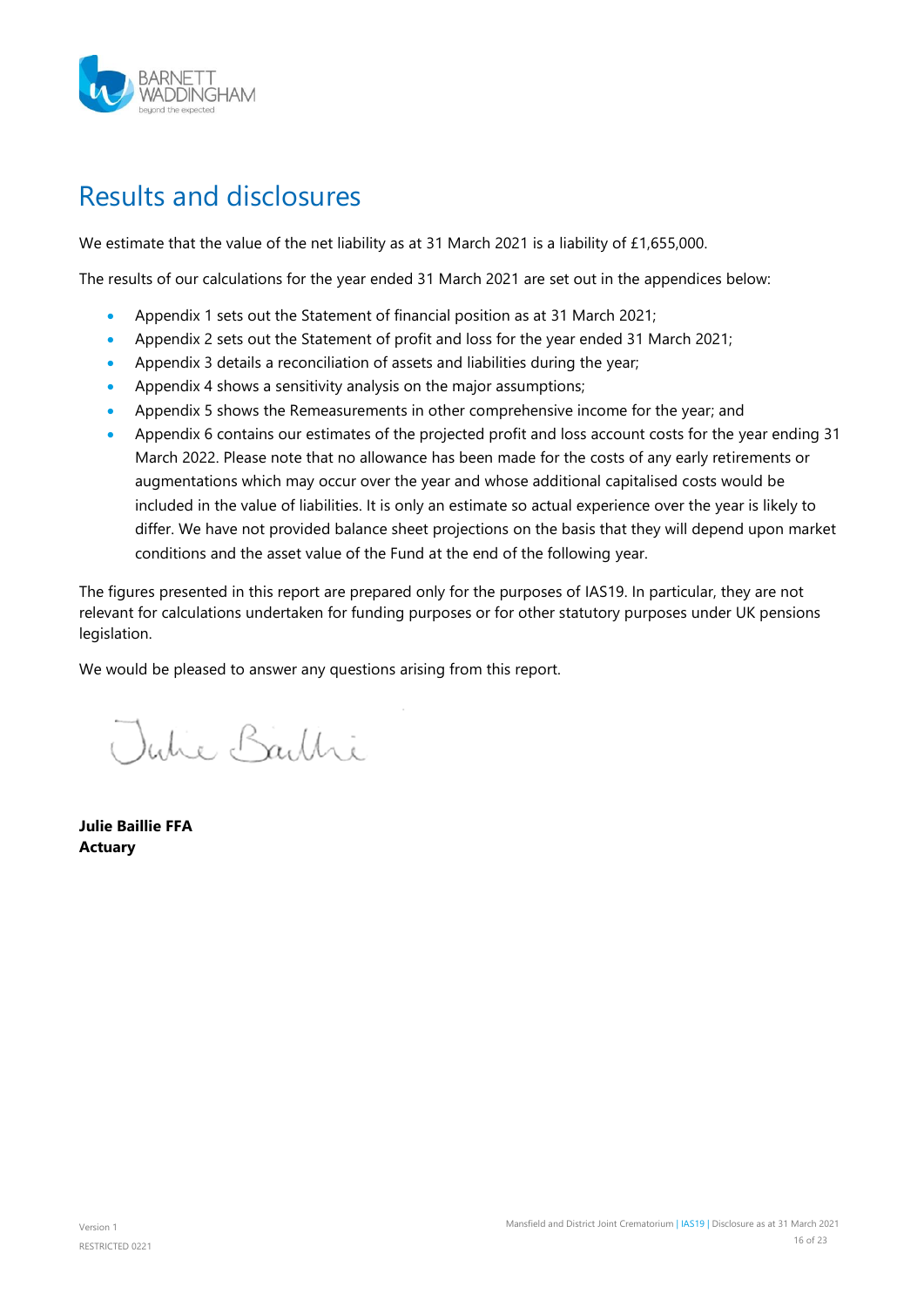# Results and disclosures

We estimate that the value of the net liability as at 31 March 2021 is a liability of £1,655,000.

The results of our calculations for the year ended 31 March 2021 are set out in the appendices below:

- Appendix 1 sets out the Statement of financial position as at 31 March 2021;
- Appendix 2 sets out the Statement of profit and loss for the year ended 31 March 2021;
- Appendix 3 details a reconciliation of assets and liabilities during the year;
- Appendix 4 shows a sensitivity analysis on the major assumptions;
- Appendix 5 shows the Remeasurements in other comprehensive income for the year; and
- Appendix 6 contains our estimates of the projected profit and loss account costs for the year ending 31 March 2022. Please note that no allowance has been made for the costs of any early retirements or augmentations which may occur over the year and whose additional capitalised costs would be included in the value of liabilities. It is only an estimate so actual experience over the year is likely to differ. We have not provided balance sheet projections on the basis that they will depend upon market conditions and the asset value of the Fund at the end of the following year.

The figures presented in this report are prepared only for the purposes of IAS19. In particular, they are not relevant for calculations undertaken for funding purposes or for other statutory purposes under UK pensions legislation.

We would be pleased to answer any questions arising from this report.

Julie Baillie

**Julie Baillie FFA**
**Actuary**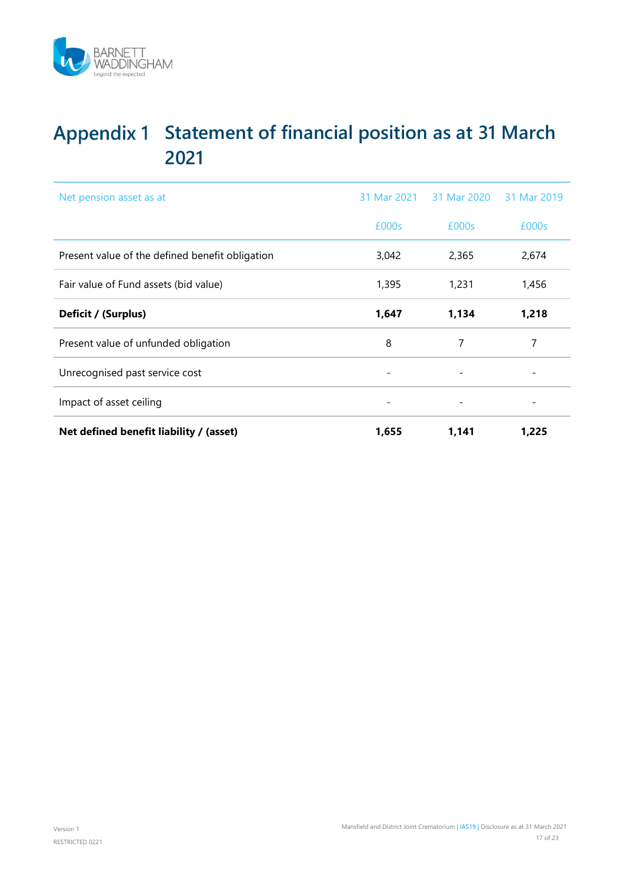# Appendix 1 Statement of financial position as at 31 March 2021

| Net pension asset as at | 31 Mar 2021 | 31 Mar 2020 | 31 Mar 2019 |
|---|---|---|---|
| | £000s | £000s | £000s |
| Present value of the defined benefit obligation | 3,042 | 2,365 | 2,674 |
| Fair value of Fund assets (bid value) | 1,395 | 1,231 | 1,456 |
| **Deficit / (Surplus)** | **1,647** | **1,134** | **1,218** |
| Present value of unfunded obligation | 8 | 7 | 7 |
| Unrecognised past service cost | - | - | - |
| Impact of asset ceiling | - | - | - |
| **Net defined benefit liability / (asset)** | **1,655** | **1,141** | **1,225** |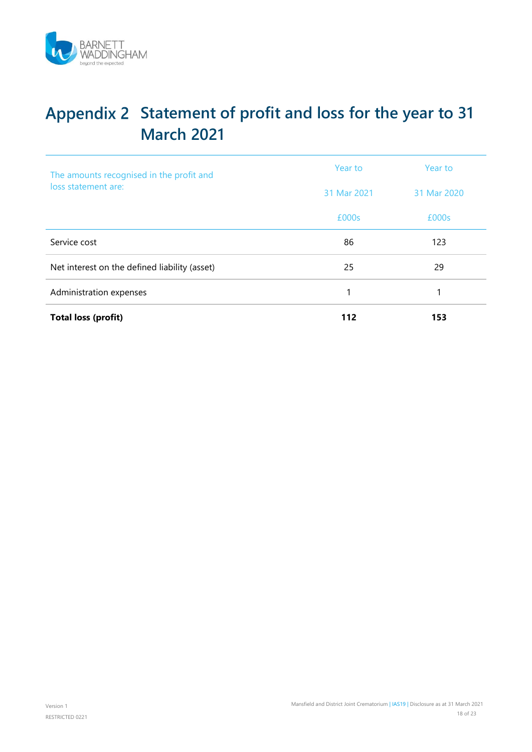# Appendix 2 Statement of profit and loss for the year to 31 March 2021

| The amounts recognised in the profit and loss statement are: | Year to 31 Mar 2021 £000s | Year to 31 Mar 2020 £000s |
|---|---|---|
| Service cost | 86 | 123 |
| Net interest on the defined liability (asset) | 25 | 29 |
| Administration expenses | 1 | 1 |
| **Total loss (profit)** | **112** | **153** |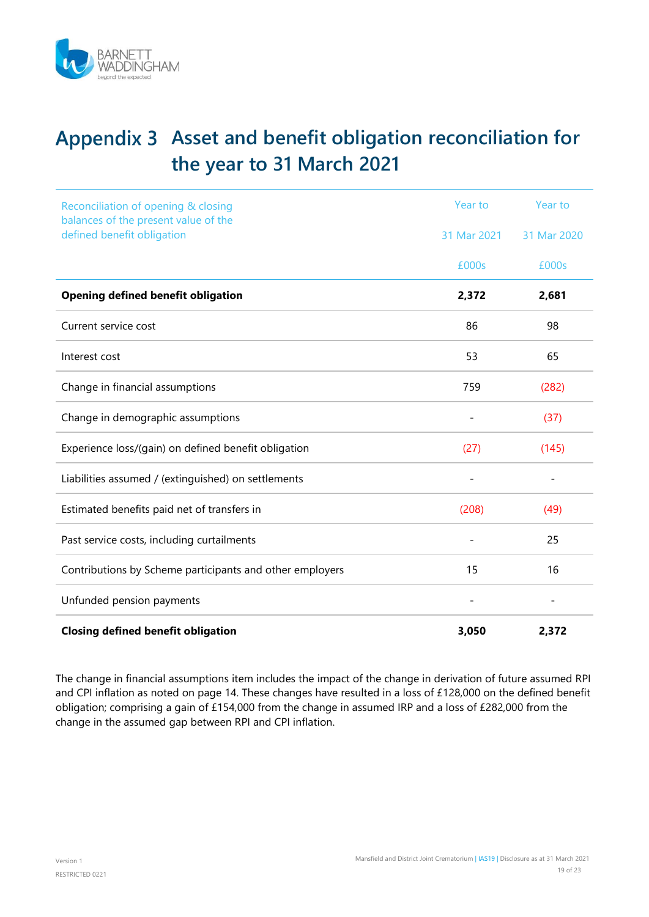# Appendix 3 Asset and benefit obligation reconciliation for the year to 31 March 2021

| Reconciliation of opening & closing balances of the present value of the defined benefit obligation | Year to 31 Mar 2021 £000s | Year to 31 Mar 2020 £000s |
|---|---|---|
| **Opening defined benefit obligation** | **2,372** | **2,681** |
| Current service cost | 86 | 98 |
| Interest cost | 53 | 65 |
| Change in financial assumptions | 759 | (282) |
| Change in demographic assumptions | - | (37) |
| Experience loss/(gain) on defined benefit obligation | (27) | (145) |
| Liabilities assumed / (extinguished) on settlements | - | - |
| Estimated benefits paid net of transfers in | (208) | (49) |
| Past service costs, including curtailments | - | 25 |
| Contributions by Scheme participants and other employers | 15 | 16 |
| Unfunded pension payments | - | - |
| **Closing defined benefit obligation** | **3,050** | **2,372** |

The change in financial assumptions item includes the impact of the change in derivation of future assumed RPI and CPI inflation as noted on page 14. These changes have resulted in a loss of £128,000 on the defined benefit obligation; comprising a gain of £154,000 from the change in assumed IRP and a loss of £282,000 from the change in the assumed gap between RPI and CPI inflation.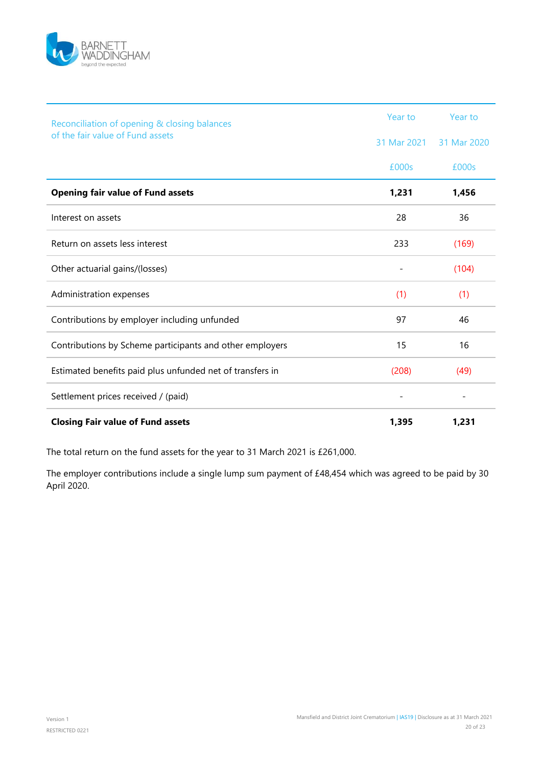| Reconciliation of opening & closing balances of the fair value of Fund assets | Year to 31 Mar 2021 £000s | Year to 31 Mar 2020 £000s |
|---|---|---|
| **Opening fair value of Fund assets** | **1,231** | **1,456** |
| Interest on assets | 28 | 36 |
| Return on assets less interest | 233 | (169) |
| Other actuarial gains/(losses) | - | (104) |
| Administration expenses | (1) | (1) |
| Contributions by employer including unfunded | 97 | 46 |
| Contributions by Scheme participants and other employers | 15 | 16 |
| Estimated benefits paid plus unfunded net of transfers in | (208) | (49) |
| Settlement prices received / (paid) | - | - |
| **Closing Fair value of Fund assets** | **1,395** | **1,231** |

The total return on the fund assets for the year to 31 March 2021 is £261,000.

The employer contributions include a single lump sum payment of £48,454 which was agreed to be paid by 30 April 2020.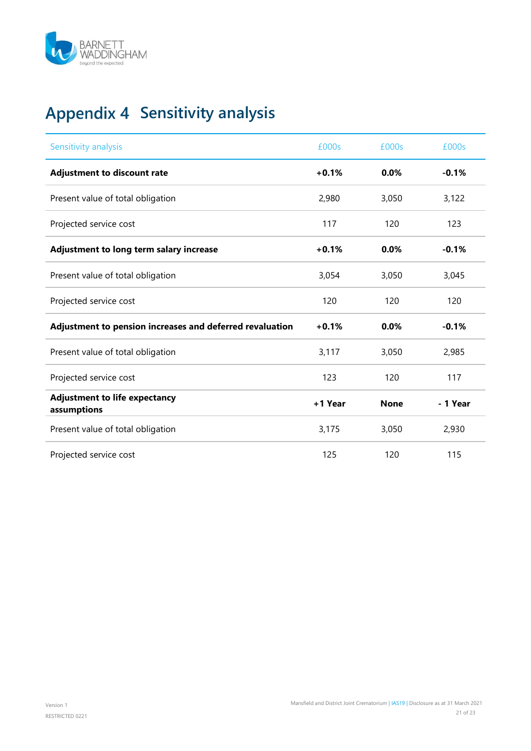# Appendix 4 Sensitivity analysis

| Sensitivity analysis | £000s | £000s | £000s |
|---|---|---|---|
| **Adjustment to discount rate** | **+0.1%** | **0.0%** | **-0.1%** |
| Present value of total obligation | 2,980 | 3,050 | 3,122 |
| Projected service cost | 117 | 120 | 123 |
| **Adjustment to long term salary increase** | **+0.1%** | **0.0%** | **-0.1%** |
| Present value of total obligation | 3,054 | 3,050 | 3,045 |
| Projected service cost | 120 | 120 | 120 |
| **Adjustment to pension increases and deferred revaluation** | **+0.1%** | **0.0%** | **-0.1%** |
| Present value of total obligation | 3,117 | 3,050 | 2,985 |
| Projected service cost | 123 | 120 | 117 |
| **Adjustment to life expectancy assumptions** | **+1 Year** | **None** | **- 1 Year** |
| Present value of total obligation | 3,175 | 3,050 | 2,930 |
| Projected service cost | 125 | 120 | 115 |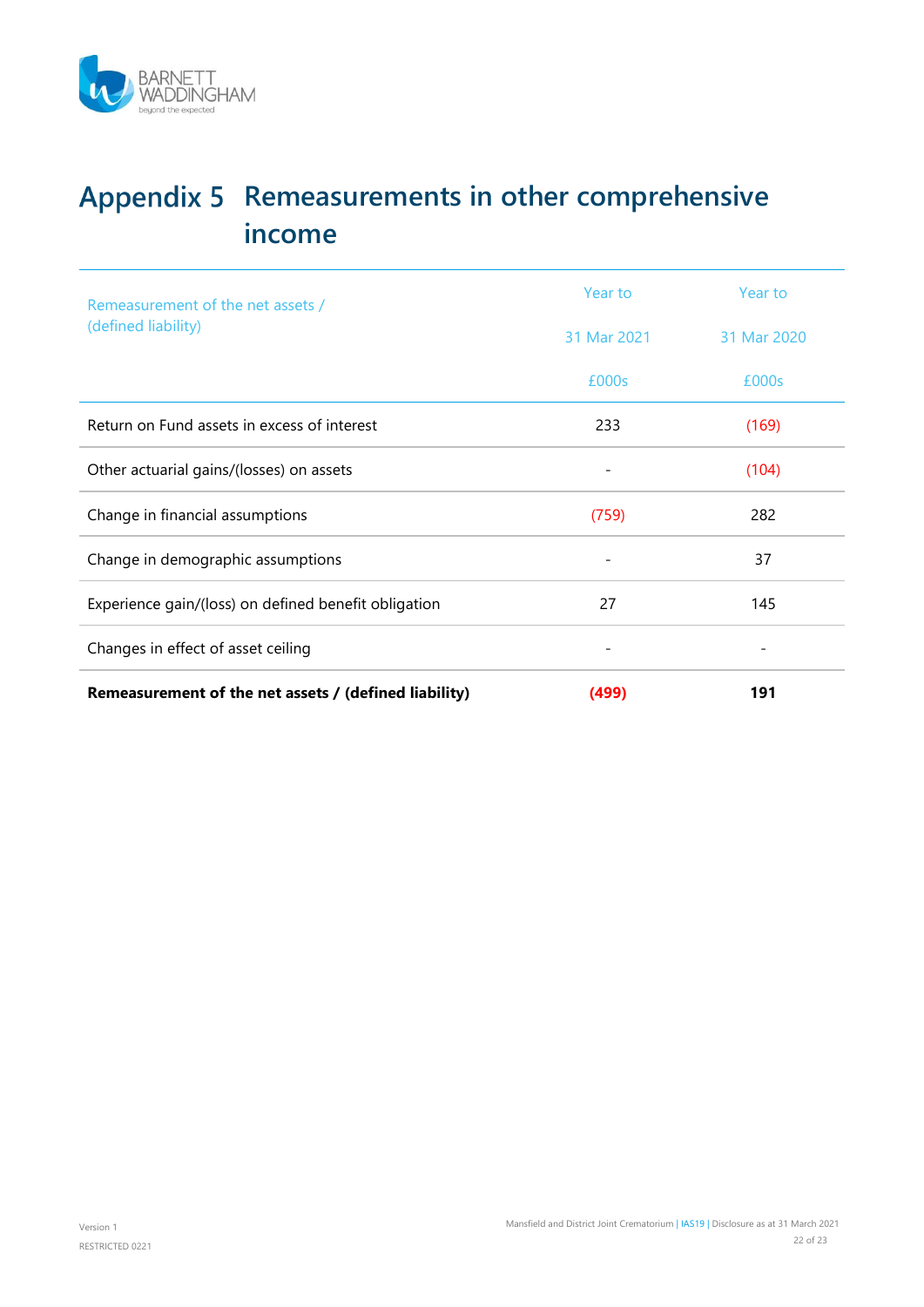# Appendix 5 Remeasurements in other comprehensive income

| Remeasurement of the net assets / (defined liability) | Year to 31 Mar 2021 £000s | Year to 31 Mar 2020 £000s |
|---|---|---|
| Return on Fund assets in excess of interest | 233 | (169) |
| Other actuarial gains/(losses) on assets | - | (104) |
| Change in financial assumptions | (759) | 282 |
| Change in demographic assumptions | - | 37 |
| Experience gain/(loss) on defined benefit obligation | 27 | 145 |
| Changes in effect of asset ceiling | - | - |
| **Remeasurement of the net assets / (defined liability)** | **(499)** | **191** |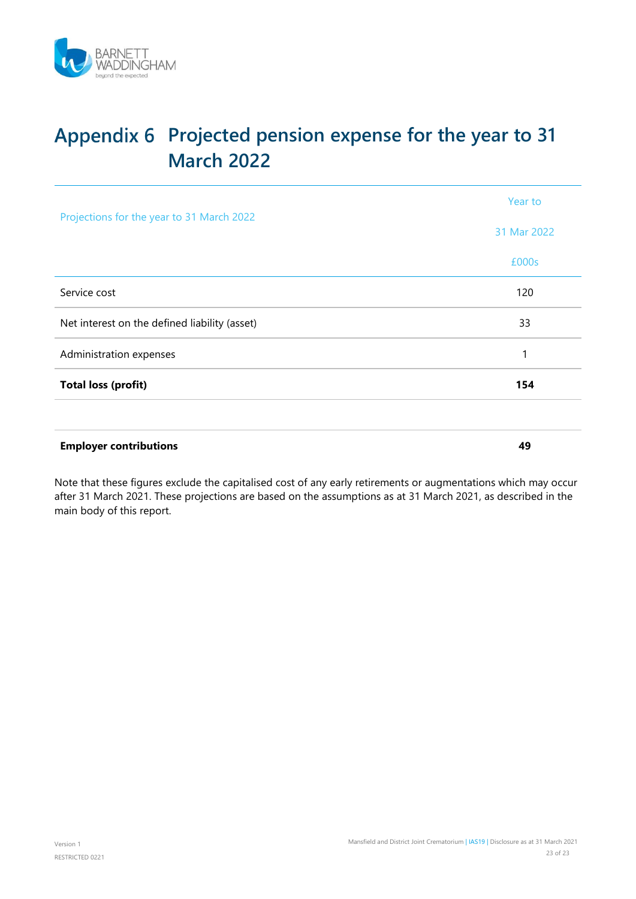# Appendix 6 Projected pension expense for the year to 31 March 2022

| Projections for the year to 31 March 2022 | Year to 31 Mar 2022 £000s |
|---|---|
| Service cost | 120 |
| Net interest on the defined liability (asset) | 33 |
| Administration expenses | 1 |
| **Total loss (profit)** | **154** |
| | |
| **Employer contributions** | **49** |

Note that these figures exclude the capitalised cost of any early retirements or augmentations which may occur after 31 March 2021. These projections are based on the assumptions as at 31 March 2021, as described in the main body of this report.